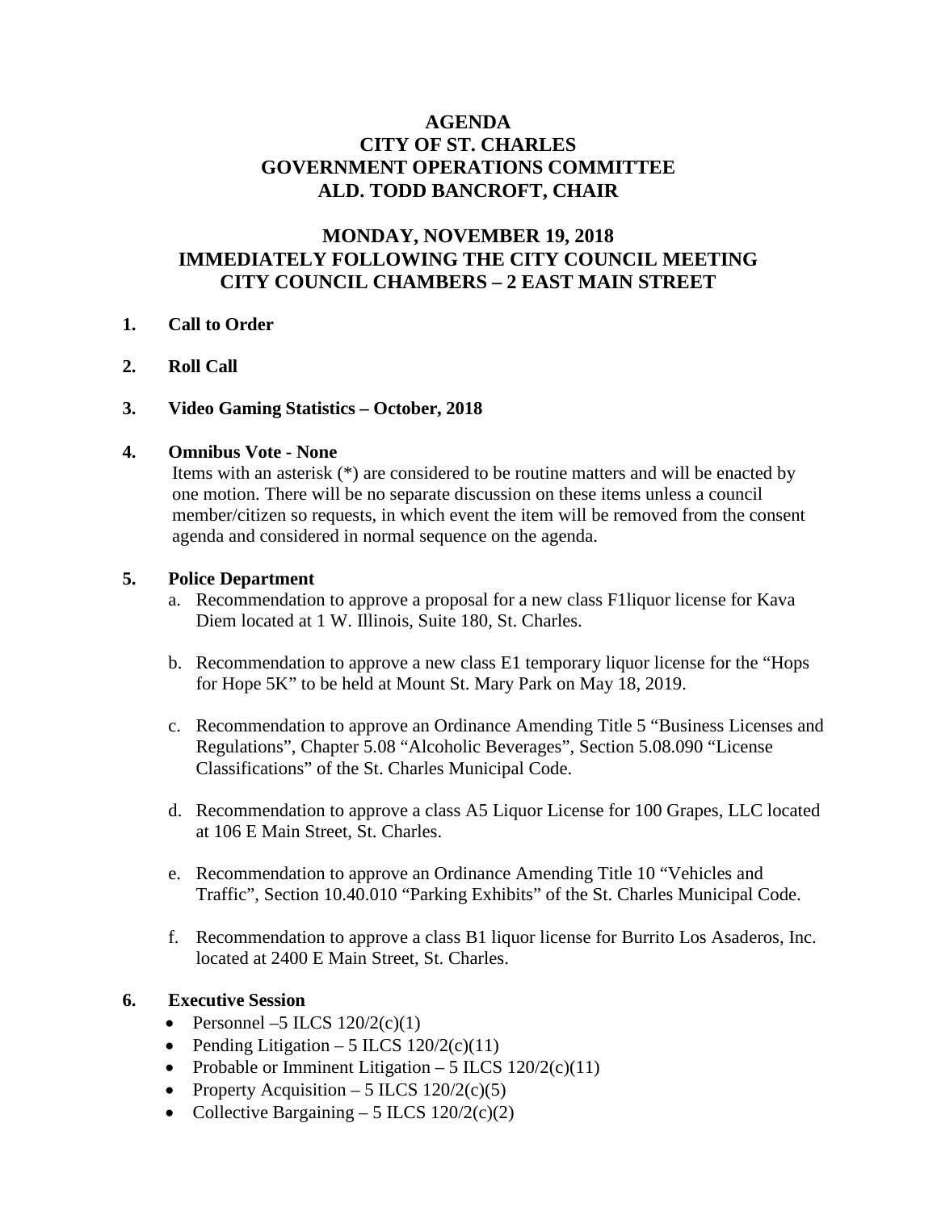# AGENDA
# CITY OF ST. CHARLES
# GOVERNMENT OPERATIONS COMMITTEE
# ALD. TODD BANCROFT, CHAIR

## MONDAY, NOVEMBER 19, 2018
## IMMEDIATELY FOLLOWING THE CITY COUNCIL MEETING
## CITY COUNCIL CHAMBERS – 2 EAST MAIN STREET

**1. Call to Order**

**2. Roll Call**

**3. Video Gaming Statistics – October, 2018**

**4. Omnibus Vote - None**

Items with an asterisk (*) are considered to be routine matters and will be enacted by one motion. There will be no separate discussion on these items unless a council member/citizen so requests, in which event the item will be removed from the consent agenda and considered in normal sequence on the agenda.

**5. Police Department**

a. Recommendation to approve a proposal for a new class F1liquor license for Kava Diem located at 1 W. Illinois, Suite 180, St. Charles.

b. Recommendation to approve a new class E1 temporary liquor license for the "Hops for Hope 5K" to be held at Mount St. Mary Park on May 18, 2019.

c. Recommendation to approve an Ordinance Amending Title 5 "Business Licenses and Regulations", Chapter 5.08 "Alcoholic Beverages", Section 5.08.090 "License Classifications" of the St. Charles Municipal Code.

d. Recommendation to approve a class A5 Liquor License for 100 Grapes, LLC located at 106 E Main Street, St. Charles.

e. Recommendation to approve an Ordinance Amending Title 10 "Vehicles and Traffic", Section 10.40.010 "Parking Exhibits" of the St. Charles Municipal Code.

f. Recommendation to approve a class B1 liquor license for Burrito Los Asaderos, Inc. located at 2400 E Main Street, St. Charles.

**6. Executive Session**

- Personnel –5 ILCS 120/2(c)(1)
- Pending Litigation – 5 ILCS 120/2(c)(11)
- Probable or Imminent Litigation – 5 ILCS 120/2(c)(11)
- Property Acquisition – 5 ILCS 120/2(c)(5)
- Collective Bargaining – 5 ILCS 120/2(c)(2)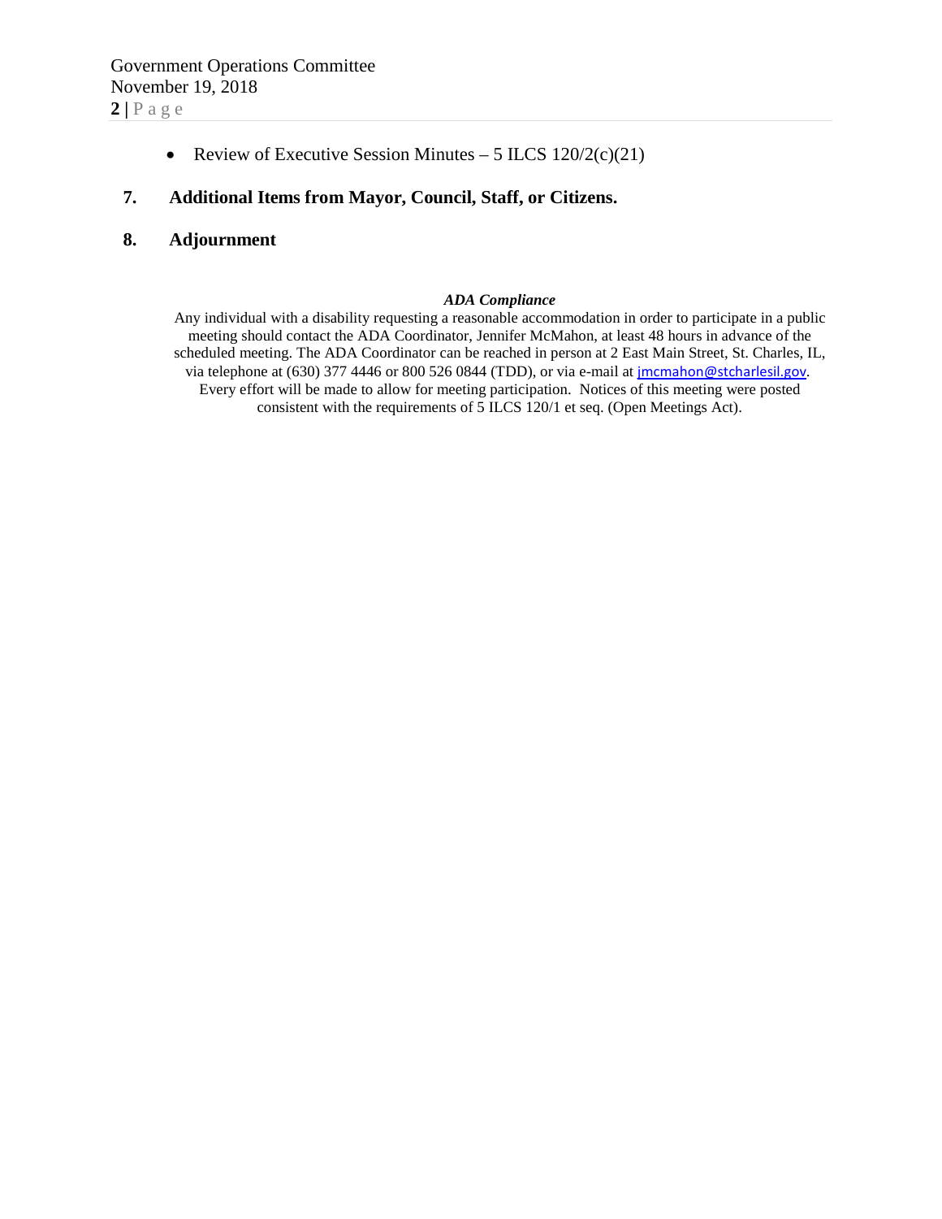- Review of Executive Session Minutes – 5 ILCS 120/2(c)(21)

**7. Additional Items from Mayor, Council, Staff, or Citizens.**

**8. Adjournment**

***ADA Compliance***

Any individual with a disability requesting a reasonable accommodation in order to participate in a public meeting should contact the ADA Coordinator, Jennifer McMahon, at least 48 hours in advance of the scheduled meeting. The ADA Coordinator can be reached in person at 2 East Main Street, St. Charles, IL, via telephone at (630) 377 4446 or 800 526 0844 (TDD), or via e-mail at jmcmahon@stcharlesil.gov. Every effort will be made to allow for meeting participation. Notices of this meeting were posted consistent with the requirements of 5 ILCS 120/1 et seq. (Open Meetings Act).